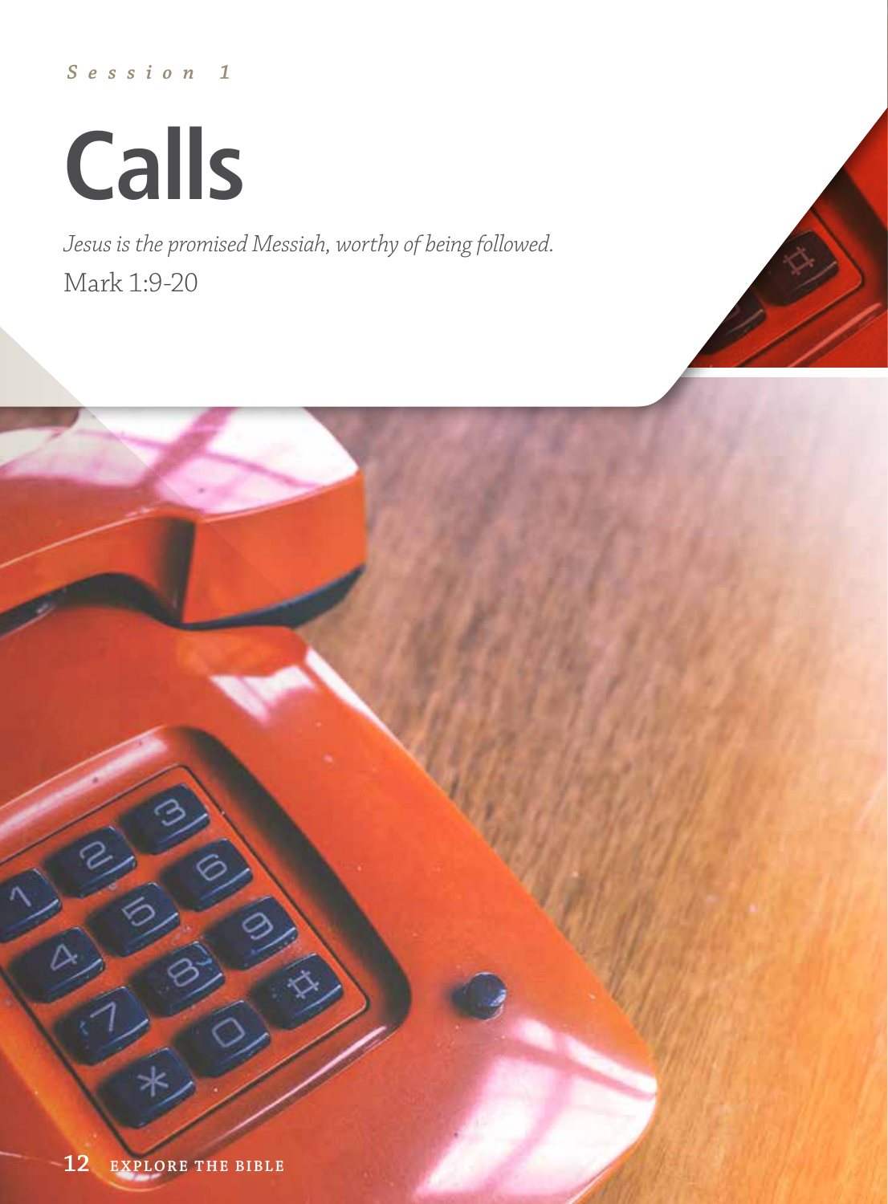*Session 1*

# Calls

*Jesus is the promised Messiah, worthy of being followed.*

Mark 1:9-20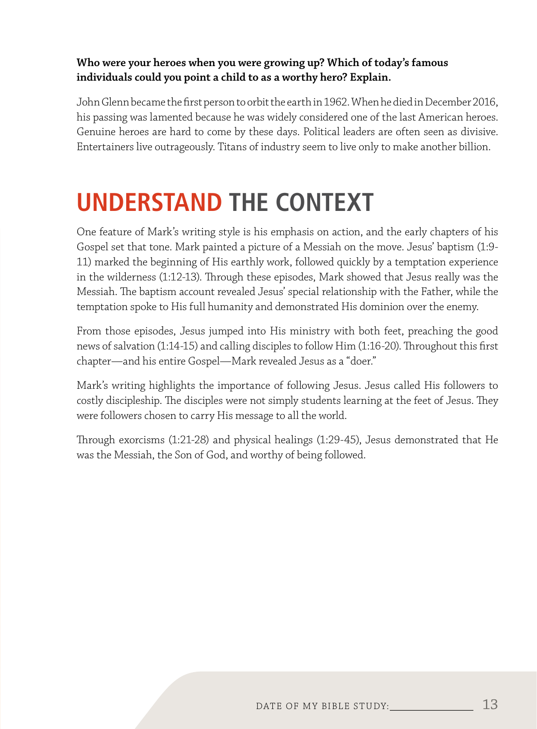**Who were your heroes when you were growing up? Which of today's famous individuals could you point a child to as a worthy hero? Explain.**

John Glenn became the first person to orbit the earth in 1962. When he died in December 2016, his passing was lamented because he was widely considered one of the last American heroes. Genuine heroes are hard to come by these days. Political leaders are often seen as divisive. Entertainers live outrageously. Titans of industry seem to live only to make another billion.

# UNDERSTAND THE CONTEXT

One feature of Mark's writing style is his emphasis on action, and the early chapters of his Gospel set that tone. Mark painted a picture of a Messiah on the move. Jesus' baptism (1:9-11) marked the beginning of His earthly work, followed quickly by a temptation experience in the wilderness (1:12-13). Through these episodes, Mark showed that Jesus really was the Messiah. The baptism account revealed Jesus' special relationship with the Father, while the temptation spoke to His full humanity and demonstrated His dominion over the enemy.

From those episodes, Jesus jumped into His ministry with both feet, preaching the good news of salvation (1:14-15) and calling disciples to follow Him (1:16-20). Throughout this first chapter—and his entire Gospel—Mark revealed Jesus as a "doer."

Mark's writing highlights the importance of following Jesus. Jesus called His followers to costly discipleship. The disciples were not simply students learning at the feet of Jesus. They were followers chosen to carry His message to all the world.

Through exorcisms (1:21-28) and physical healings (1:29-45), Jesus demonstrated that He was the Messiah, the Son of God, and worthy of being followed.

DATE OF MY BIBLE STUDY: _______________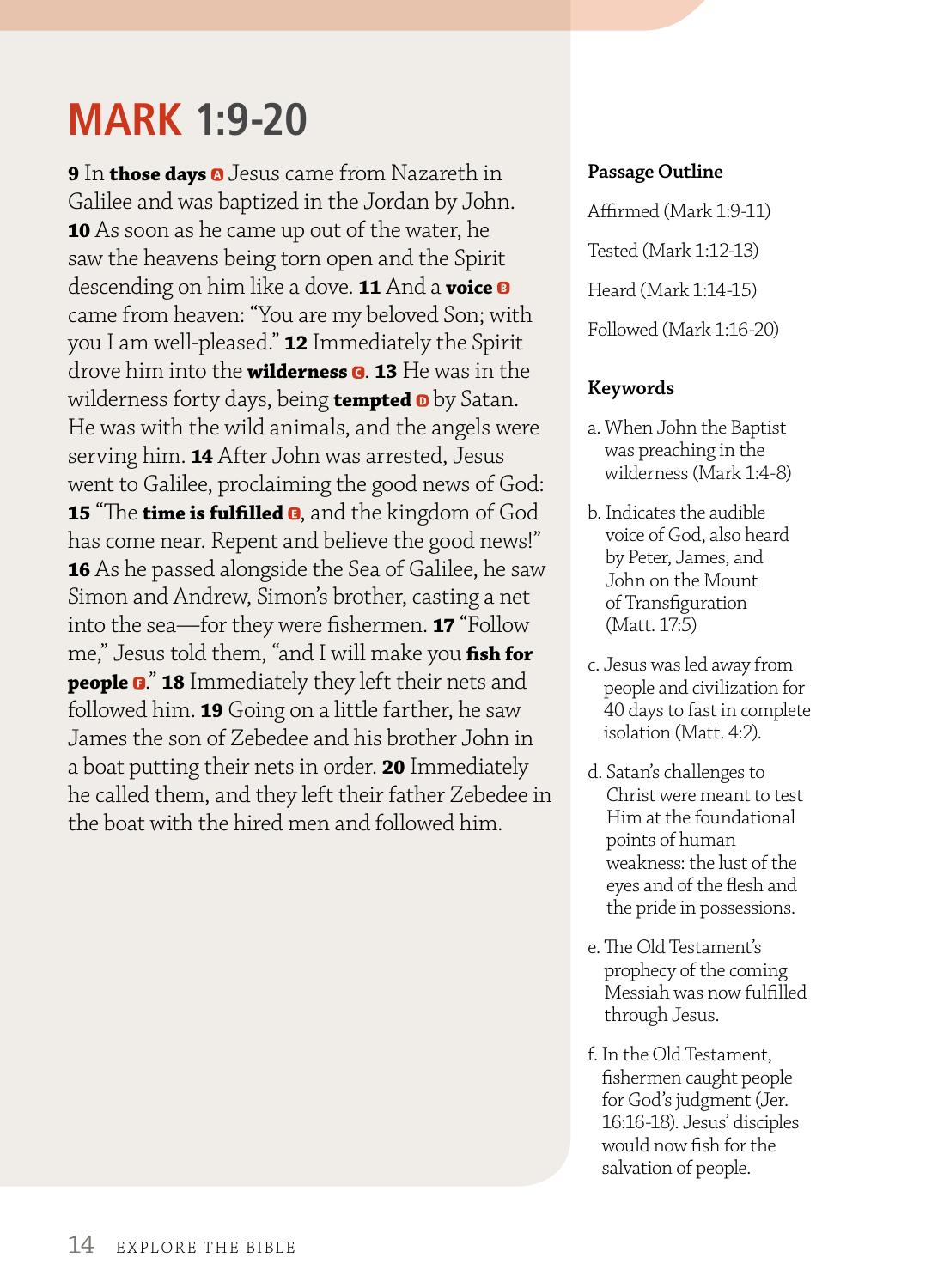# MARK 1:9-20

**9** In **those days** [A] Jesus came from Nazareth in Galilee and was baptized in the Jordan by John. **10** As soon as he came up out of the water, he saw the heavens being torn open and the Spirit descending on him like a dove. **11** And a **voice** [B] came from heaven: "You are my beloved Son; with you I am well-pleased." **12** Immediately the Spirit drove him into the **wilderness** [C]. **13** He was in the wilderness forty days, being **tempted** [D] by Satan. He was with the wild animals, and the angels were serving him. **14** After John was arrested, Jesus went to Galilee, proclaiming the good news of God: **15** "The **time is fulfilled** [E], and the kingdom of God has come near. Repent and believe the good news!" **16** As he passed alongside the Sea of Galilee, he saw Simon and Andrew, Simon's brother, casting a net into the sea—for they were fishermen. **17** "Follow me," Jesus told them, "and I will make you **fish for people** [F]." **18** Immediately they left their nets and followed him. **19** Going on a little farther, he saw James the son of Zebedee and his brother John in a boat putting their nets in order. **20** Immediately he called them, and they left their father Zebedee in the boat with the hired men and followed him.

**Passage Outline**

Affirmed (Mark 1:9-11)

Tested (Mark 1:12-13)

Heard (Mark 1:14-15)

Followed (Mark 1:16-20)

**Keywords**

a. When John the Baptist was preaching in the wilderness (Mark 1:4-8)

b. Indicates the audible voice of God, also heard by Peter, James, and John on the Mount of Transfiguration (Matt. 17:5)

c. Jesus was led away from people and civilization for 40 days to fast in complete isolation (Matt. 4:2).

d. Satan's challenges to Christ were meant to test Him at the foundational points of human weakness: the lust of the eyes and of the flesh and the pride in possessions.

e. The Old Testament's prophecy of the coming Messiah was now fulfilled through Jesus.

f. In the Old Testament, fishermen caught people for God's judgment (Jer. 16:16-18). Jesus' disciples would now fish for the salvation of people.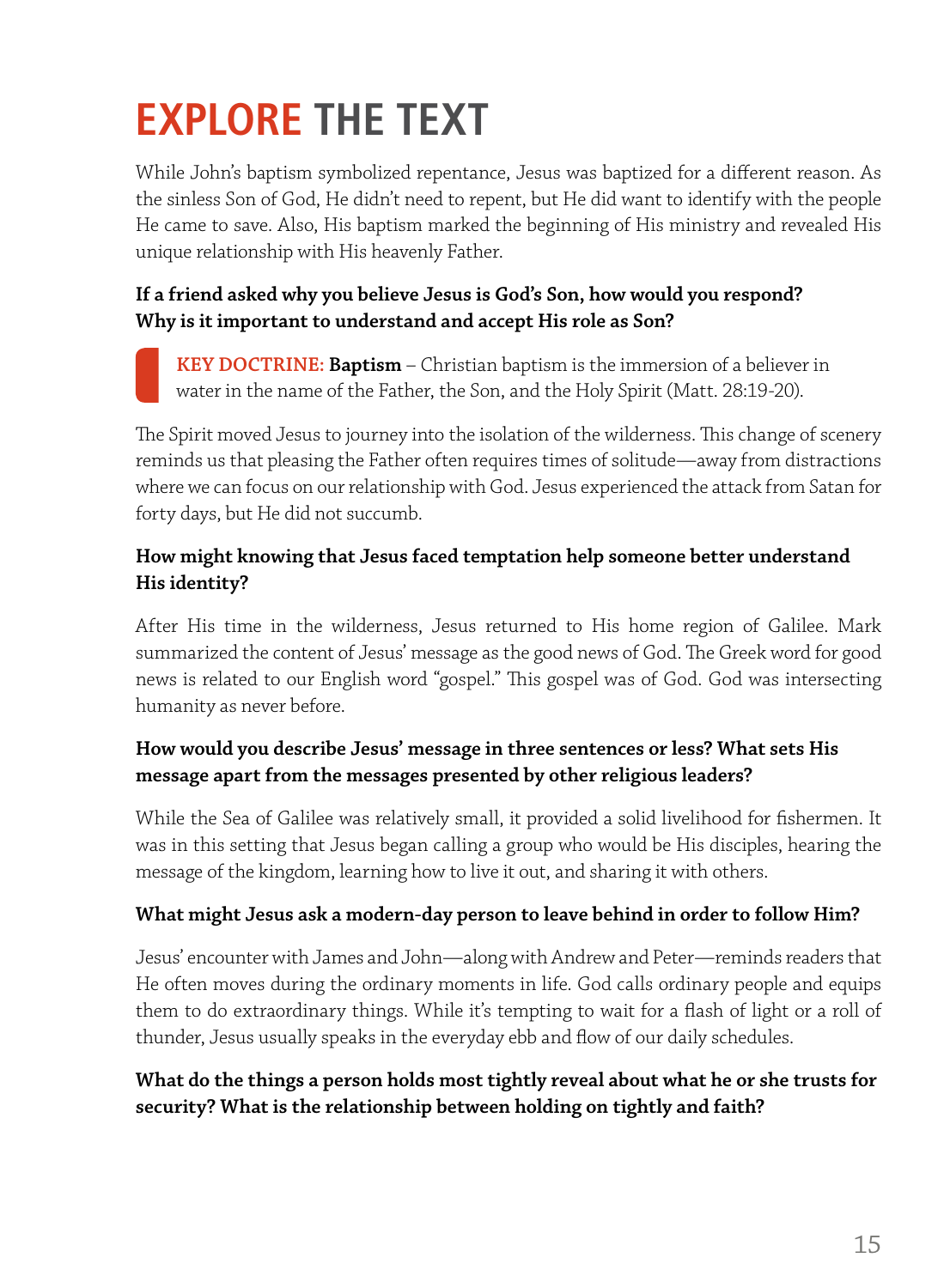# EXPLORE THE TEXT

While John's baptism symbolized repentance, Jesus was baptized for a different reason. As the sinless Son of God, He didn't need to repent, but He did want to identify with the people He came to save. Also, His baptism marked the beginning of His ministry and revealed His unique relationship with His heavenly Father.

**If a friend asked why you believe Jesus is God's Son, how would you respond? Why is it important to understand and accept His role as Son?**

> **KEY DOCTRINE: Baptism** – Christian baptism is the immersion of a believer in water in the name of the Father, the Son, and the Holy Spirit (Matt. 28:19-20).

The Spirit moved Jesus to journey into the isolation of the wilderness. This change of scenery reminds us that pleasing the Father often requires times of solitude—away from distractions where we can focus on our relationship with God. Jesus experienced the attack from Satan for forty days, but He did not succumb.

**How might knowing that Jesus faced temptation help someone better understand His identity?**

After His time in the wilderness, Jesus returned to His home region of Galilee. Mark summarized the content of Jesus' message as the good news of God. The Greek word for good news is related to our English word "gospel." This gospel was of God. God was intersecting humanity as never before.

**How would you describe Jesus' message in three sentences or less? What sets His message apart from the messages presented by other religious leaders?**

While the Sea of Galilee was relatively small, it provided a solid livelihood for fishermen. It was in this setting that Jesus began calling a group who would be His disciples, hearing the message of the kingdom, learning how to live it out, and sharing it with others.

**What might Jesus ask a modern-day person to leave behind in order to follow Him?**

Jesus' encounter with James and John—along with Andrew and Peter—reminds readers that He often moves during the ordinary moments in life. God calls ordinary people and equips them to do extraordinary things. While it's tempting to wait for a flash of light or a roll of thunder, Jesus usually speaks in the everyday ebb and flow of our daily schedules.

**What do the things a person holds most tightly reveal about what he or she trusts for security? What is the relationship between holding on tightly and faith?**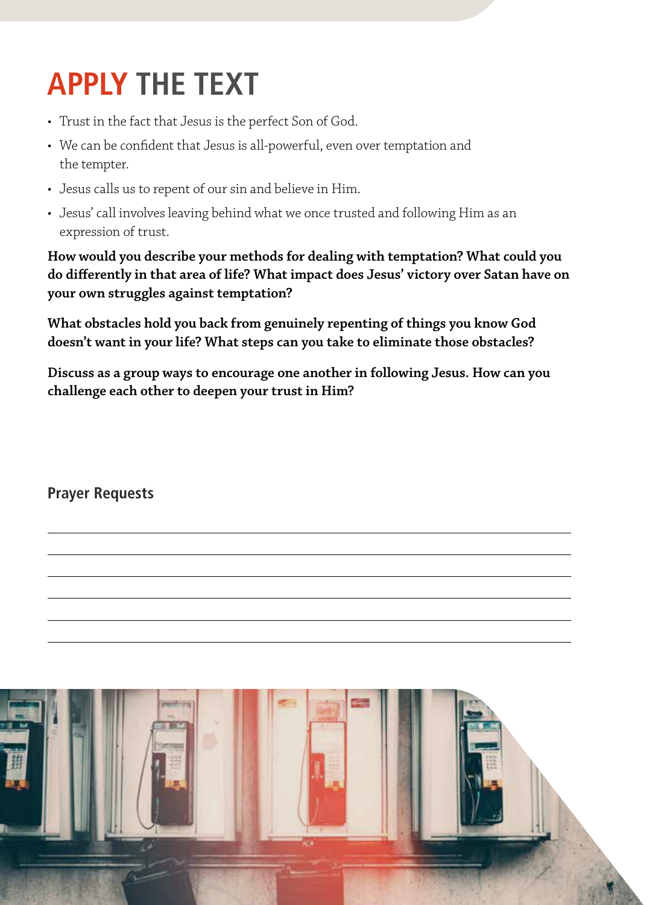# APPLY THE TEXT

- Trust in the fact that Jesus is the perfect Son of God.
- We can be confident that Jesus is all-powerful, even over temptation and the tempter.
- Jesus calls us to repent of our sin and believe in Him.
- Jesus' call involves leaving behind what we once trusted and following Him as an expression of trust.

**How would you describe your methods for dealing with temptation? What could you do differently in that area of life? What impact does Jesus' victory over Satan have on your own struggles against temptation?**

**What obstacles hold you back from genuinely repenting of things you know God doesn't want in your life? What steps can you take to eliminate those obstacles?**

**Discuss as a group ways to encourage one another in following Jesus. How can you challenge each other to deepen your trust in Him?**

## Prayer Requests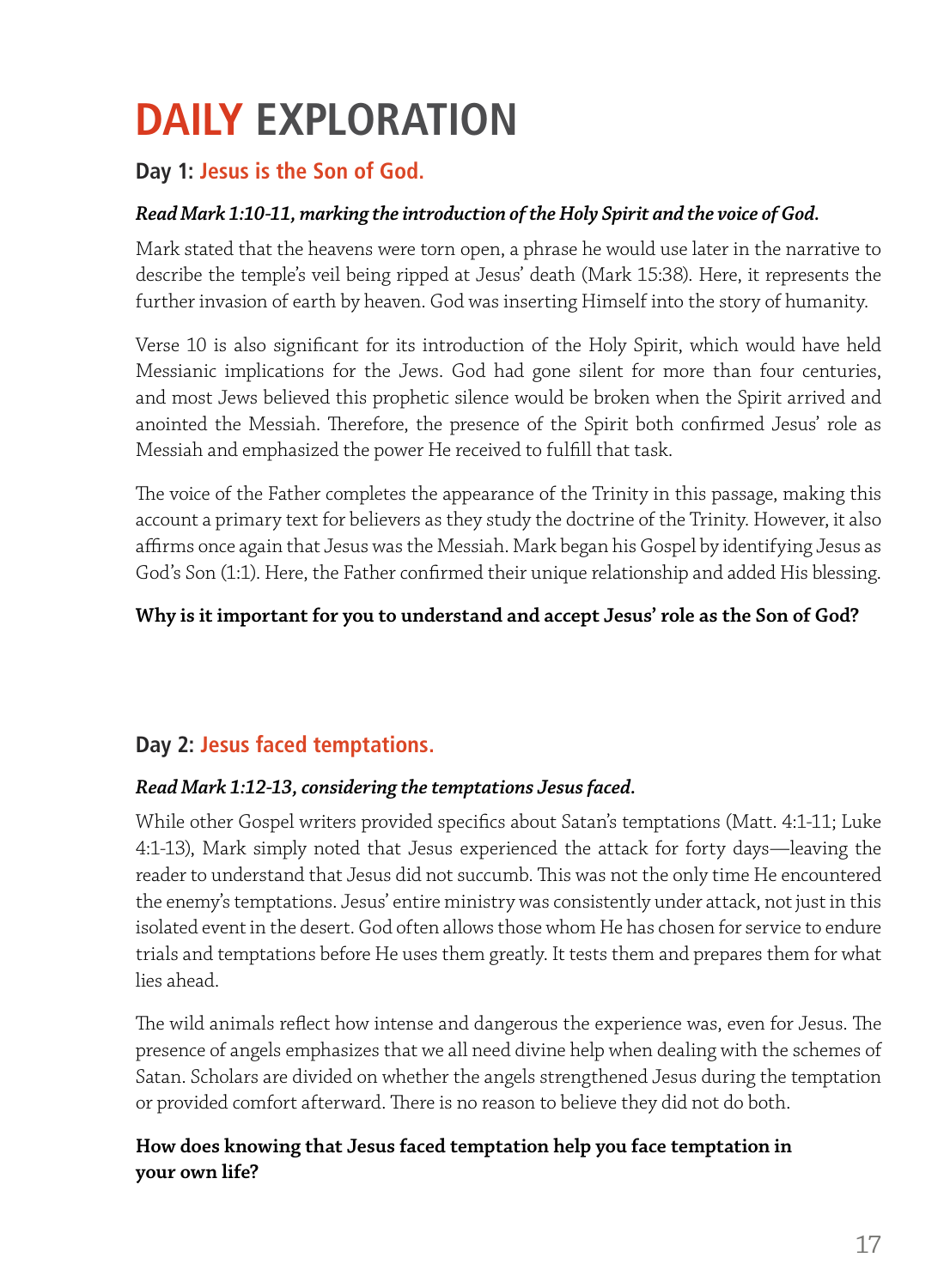# DAILY EXPLORATION

## Day 1: Jesus is the Son of God.

***Read Mark 1:10-11, marking the introduction of the Holy Spirit and the voice of God.***

Mark stated that the heavens were torn open, a phrase he would use later in the narrative to describe the temple's veil being ripped at Jesus' death (Mark 15:38). Here, it represents the further invasion of earth by heaven. God was inserting Himself into the story of humanity.

Verse 10 is also significant for its introduction of the Holy Spirit, which would have held Messianic implications for the Jews. God had gone silent for more than four centuries, and most Jews believed this prophetic silence would be broken when the Spirit arrived and anointed the Messiah. Therefore, the presence of the Spirit both confirmed Jesus' role as Messiah and emphasized the power He received to fulfill that task.

The voice of the Father completes the appearance of the Trinity in this passage, making this account a primary text for believers as they study the doctrine of the Trinity. However, it also affirms once again that Jesus was the Messiah. Mark began his Gospel by identifying Jesus as God's Son (1:1). Here, the Father confirmed their unique relationship and added His blessing.

**Why is it important for you to understand and accept Jesus' role as the Son of God?**

## Day 2: Jesus faced temptations.

***Read Mark 1:12-13, considering the temptations Jesus faced.***

While other Gospel writers provided specifics about Satan's temptations (Matt. 4:1-11; Luke 4:1-13), Mark simply noted that Jesus experienced the attack for forty days—leaving the reader to understand that Jesus did not succumb. This was not the only time He encountered the enemy's temptations. Jesus' entire ministry was consistently under attack, not just in this isolated event in the desert. God often allows those whom He has chosen for service to endure trials and temptations before He uses them greatly. It tests them and prepares them for what lies ahead.

The wild animals reflect how intense and dangerous the experience was, even for Jesus. The presence of angels emphasizes that we all need divine help when dealing with the schemes of Satan. Scholars are divided on whether the angels strengthened Jesus during the temptation or provided comfort afterward. There is no reason to believe they did not do both.

**How does knowing that Jesus faced temptation help you face temptation in your own life?**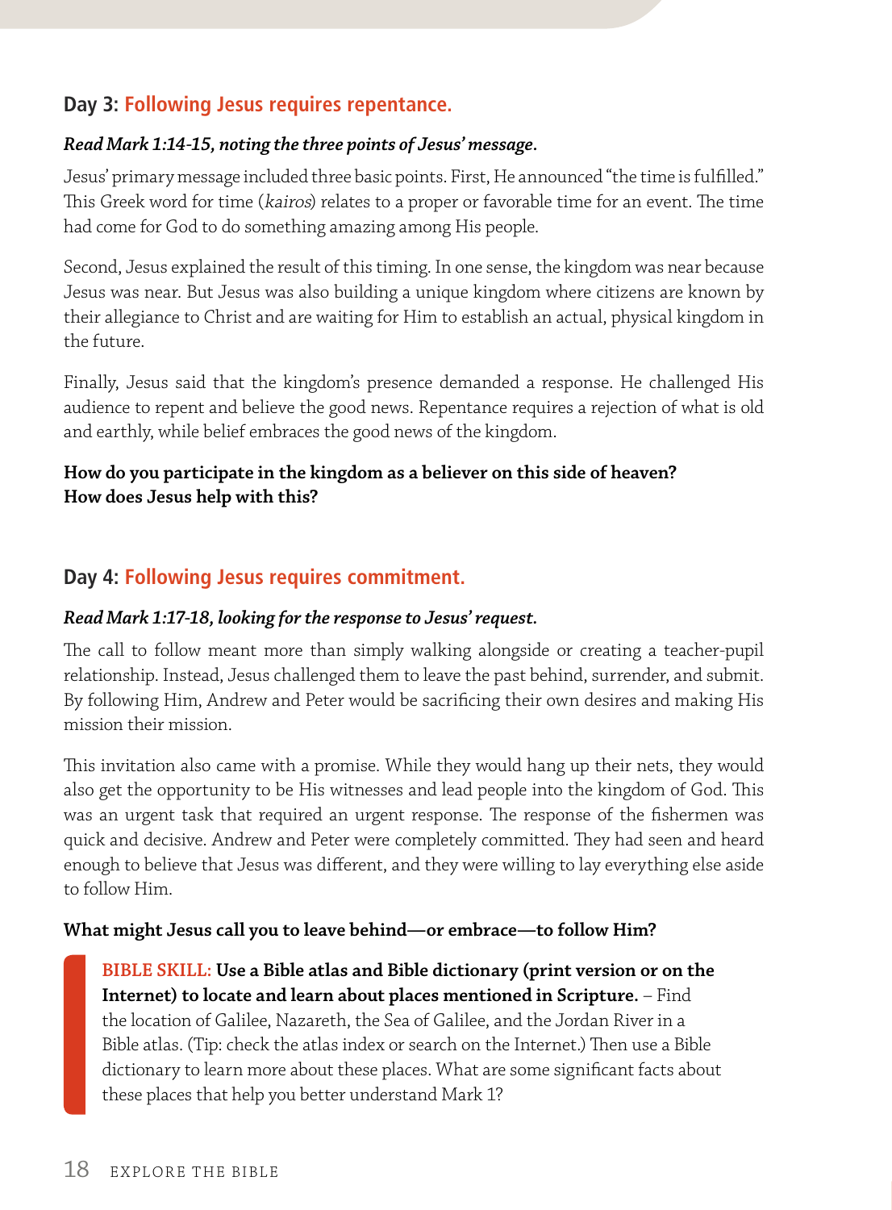## Day 3: Following Jesus requires repentance.

***Read Mark 1:14-15, noting the three points of Jesus' message.***

Jesus' primary message included three basic points. First, He announced "the time is fulfilled." This Greek word for time (*kairos*) relates to a proper or favorable time for an event. The time had come for God to do something amazing among His people.

Second, Jesus explained the result of this timing. In one sense, the kingdom was near because Jesus was near. But Jesus was also building a unique kingdom where citizens are known by their allegiance to Christ and are waiting for Him to establish an actual, physical kingdom in the future.

Finally, Jesus said that the kingdom's presence demanded a response. He challenged His audience to repent and believe the good news. Repentance requires a rejection of what is old and earthly, while belief embraces the good news of the kingdom.

**How do you participate in the kingdom as a believer on this side of heaven? How does Jesus help with this?**

## Day 4: Following Jesus requires commitment.

***Read Mark 1:17-18, looking for the response to Jesus' request.***

The call to follow meant more than simply walking alongside or creating a teacher-pupil relationship. Instead, Jesus challenged them to leave the past behind, surrender, and submit. By following Him, Andrew and Peter would be sacrificing their own desires and making His mission their mission.

This invitation also came with a promise. While they would hang up their nets, they would also get the opportunity to be His witnesses and lead people into the kingdom of God. This was an urgent task that required an urgent response. The response of the fishermen was quick and decisive. Andrew and Peter were completely committed. They had seen and heard enough to believe that Jesus was different, and they were willing to lay everything else aside to follow Him.

**What might Jesus call you to leave behind—or embrace—to follow Him?**

> **BIBLE SKILL: Use a Bible atlas and Bible dictionary (print version or on the Internet) to locate and learn about places mentioned in Scripture.** – Find the location of Galilee, Nazareth, the Sea of Galilee, and the Jordan River in a Bible atlas. (Tip: check the atlas index or search on the Internet.) Then use a Bible dictionary to learn more about these places. What are some significant facts about these places that help you better understand Mark 1?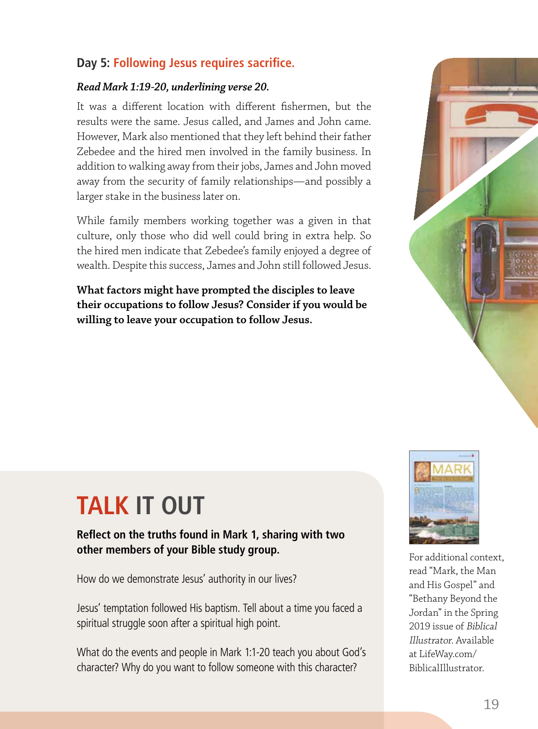## Day 5: Following Jesus requires sacrifice.

***Read Mark 1:19-20, underlining verse 20.***

It was a different location with different fishermen, but the results were the same. Jesus called, and James and John came. However, Mark also mentioned that they left behind their father Zebedee and the hired men involved in the family business. In addition to walking away from their jobs, James and John moved away from the security of family relationships—and possibly a larger stake in the business later on.

While family members working together was a given in that culture, only those who did well could bring in extra help. So the hired men indicate that Zebedee's family enjoyed a degree of wealth. Despite this success, James and John still followed Jesus.

**What factors might have prompted the disciples to leave their occupations to follow Jesus? Consider if you would be willing to leave your occupation to follow Jesus.**

# TALK IT OUT

**Reflect on the truths found in Mark 1, sharing with two other members of your Bible study group.**

How do we demonstrate Jesus' authority in our lives?

Jesus' temptation followed His baptism. Tell about a time you faced a spiritual struggle soon after a spiritual high point.

What do the events and people in Mark 1:1-20 teach you about God's character? Why do you want to follow someone with this character?

For additional context, read "Mark, the Man and His Gospel" and "Bethany Beyond the Jordan" in the Spring 2019 issue of *Biblical Illustrator*. Available at LifeWay.com/BiblicalIllustrator.